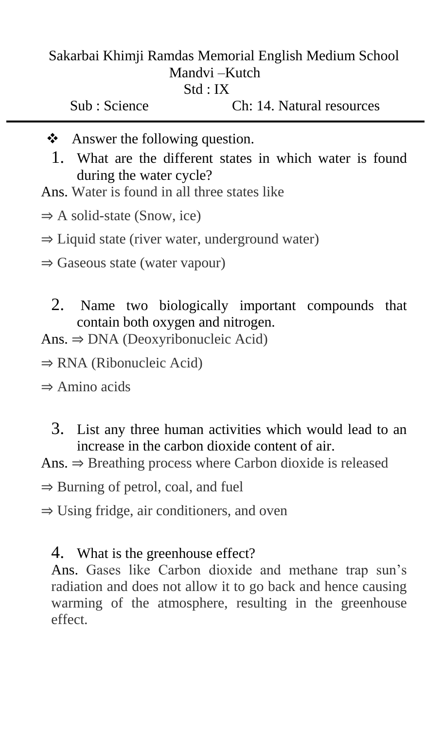Sakarbai Khimji Ramdas Memorial English Medium School
Mandvi –Kutch
Std : IX

Sub : Science Ch: 14. Natural resources

---

❖ Answer the following question.

1. What are the different states in which water is found during the water cycle?

Ans. Water is found in all three states like

⇒ A solid-state (Snow, ice)

⇒ Liquid state (river water, underground water)

⇒ Gaseous state (water vapour)

2. Name two biologically important compounds that contain both oxygen and nitrogen.

Ans. ⇒ DNA (Deoxyribonucleic Acid)

⇒ RNA (Ribonucleic Acid)

⇒ Amino acids

3. List any three human activities which would lead to an increase in the carbon dioxide content of air.

Ans. ⇒ Breathing process where Carbon dioxide is released

⇒ Burning of petrol, coal, and fuel

⇒ Using fridge, air conditioners, and oven

4. What is the greenhouse effect?

Ans. Gases like Carbon dioxide and methane trap sun's radiation and does not allow it to go back and hence causing warming of the atmosphere, resulting in the greenhouse effect.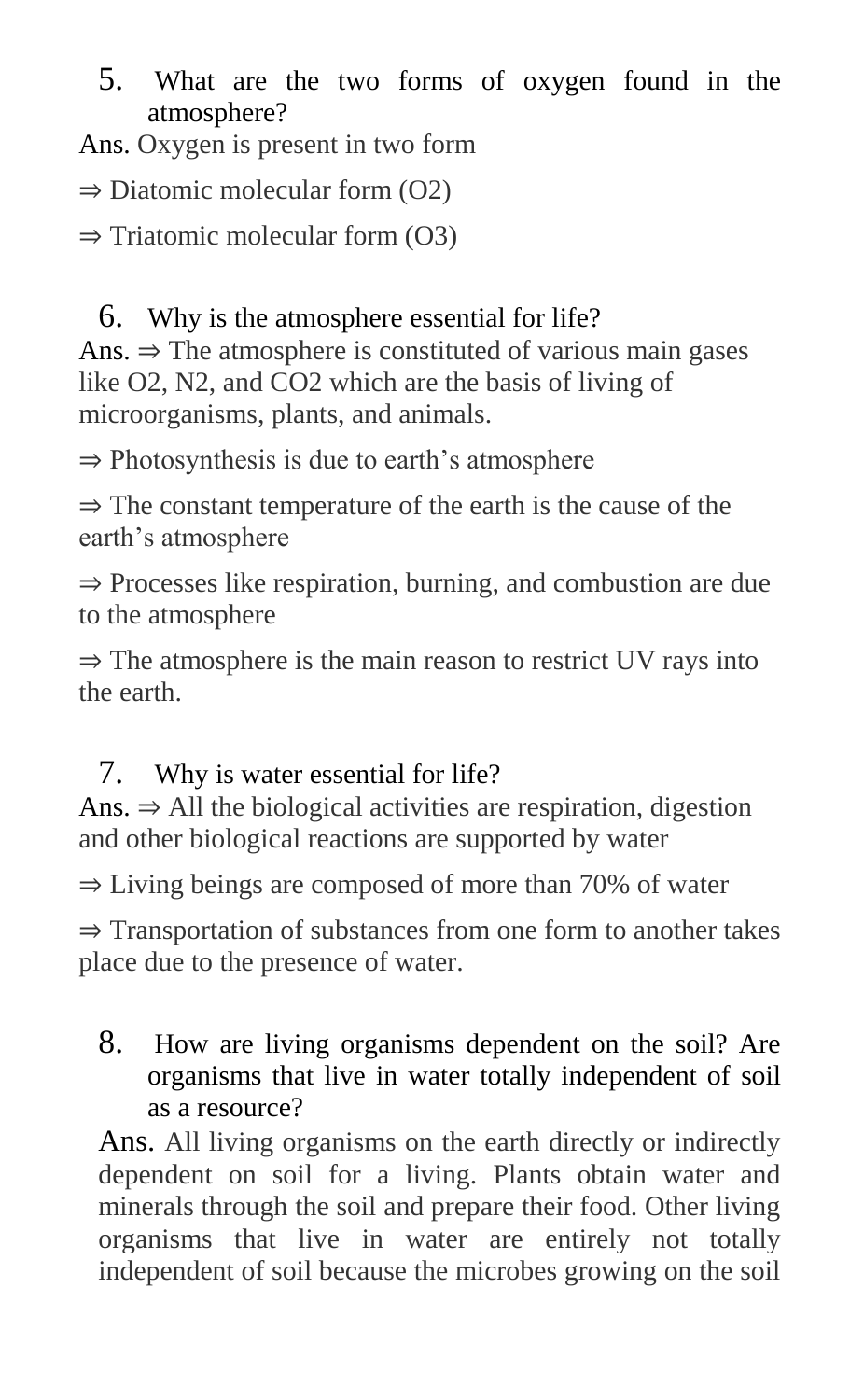5. What are the two forms of oxygen found in the atmosphere?

Ans. Oxygen is present in two form

⇒ Diatomic molecular form ($O_2$)

⇒ Triatomic molecular form ($O_3$)

6. Why is the atmosphere essential for life?

Ans. ⇒ The atmosphere is constituted of various main gases like $O_2$, $N_2$, and $CO_2$ which are the basis of living of microorganisms, plants, and animals.

⇒ Photosynthesis is due to earth's atmosphere

⇒ The constant temperature of the earth is the cause of the earth's atmosphere

⇒ Processes like respiration, burning, and combustion are due to the atmosphere

⇒ The atmosphere is the main reason to restrict UV rays into the earth.

7. Why is water essential for life?

Ans. ⇒ All the biological activities are respiration, digestion and other biological reactions are supported by water

⇒ Living beings are composed of more than 70% of water

⇒ Transportation of substances from one form to another takes place due to the presence of water.

8. How are living organisms dependent on the soil? Are organisms that live in water totally independent of soil as a resource?

Ans. All living organisms on the earth directly or indirectly dependent on soil for a living. Plants obtain water and minerals through the soil and prepare their food. Other living organisms that live in water are entirely not totally independent of soil because the microbes growing on the soil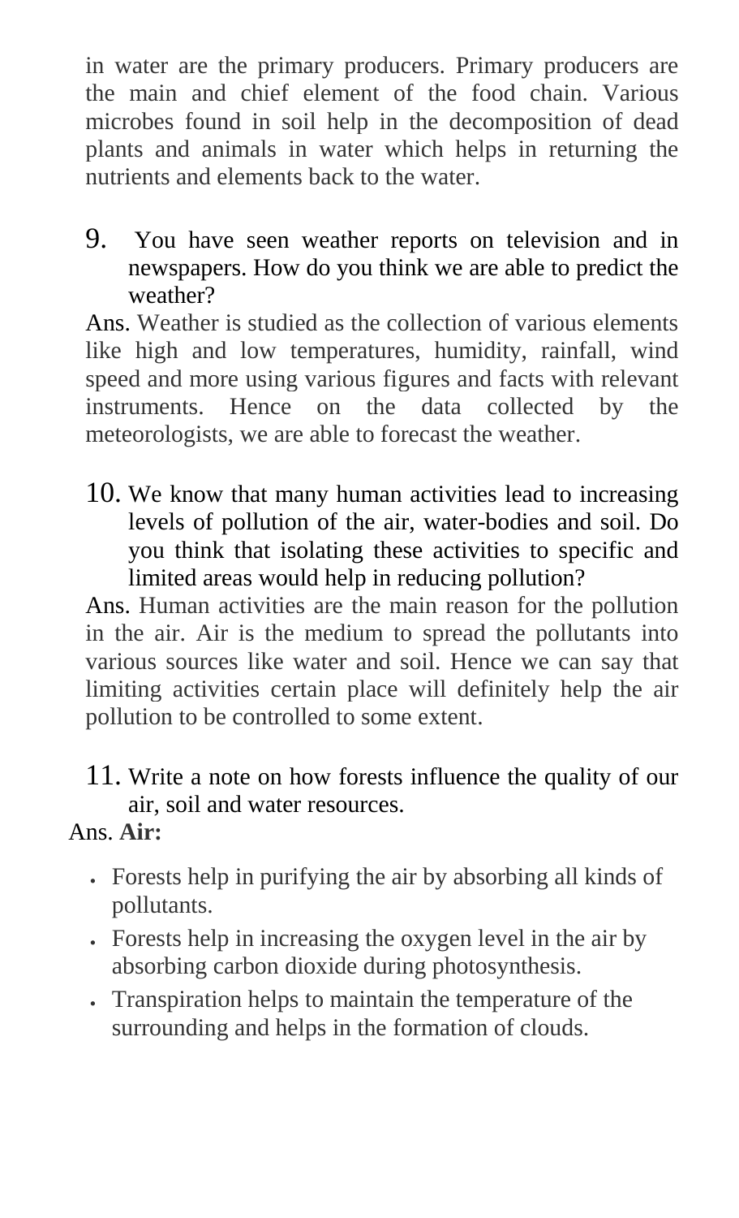in water are the primary producers. Primary producers are the main and chief element of the food chain. Various microbes found in soil help in the decomposition of dead plants and animals in water which helps in returning the nutrients and elements back to the water.

9. You have seen weather reports on television and in newspapers. How do you think we are able to predict the weather?

Ans. Weather is studied as the collection of various elements like high and low temperatures, humidity, rainfall, wind speed and more using various figures and facts with relevant instruments. Hence on the data collected by the meteorologists, we are able to forecast the weather.

10. We know that many human activities lead to increasing levels of pollution of the air, water-bodies and soil. Do you think that isolating these activities to specific and limited areas would help in reducing pollution?

Ans. Human activities are the main reason for the pollution in the air. Air is the medium to spread the pollutants into various sources like water and soil. Hence we can say that limiting activities certain place will definitely help the air pollution to be controlled to some extent.

11. Write a note on how forests influence the quality of our air, soil and water resources.

Ans. **Air:**

- Forests help in purifying the air by absorbing all kinds of pollutants.
- Forests help in increasing the oxygen level in the air by absorbing carbon dioxide during photosynthesis.
- Transpiration helps to maintain the temperature of the surrounding and helps in the formation of clouds.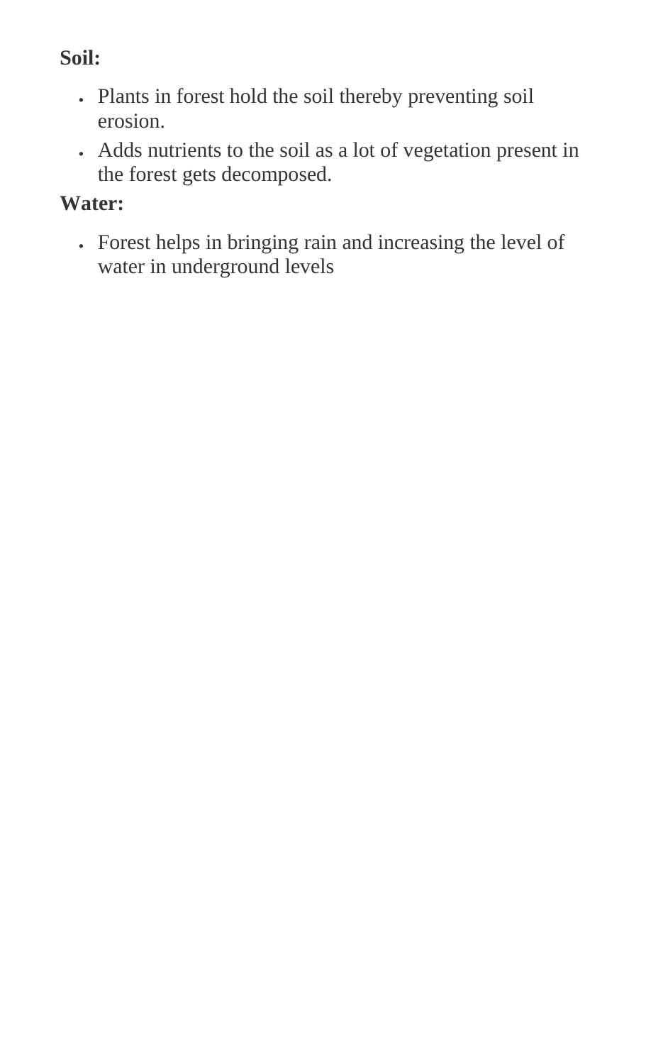**Soil:**

- Plants in forest hold the soil thereby preventing soil erosion.
- Adds nutrients to the soil as a lot of vegetation present in the forest gets decomposed.

**Water:**

- Forest helps in bringing rain and increasing the level of water in underground levels